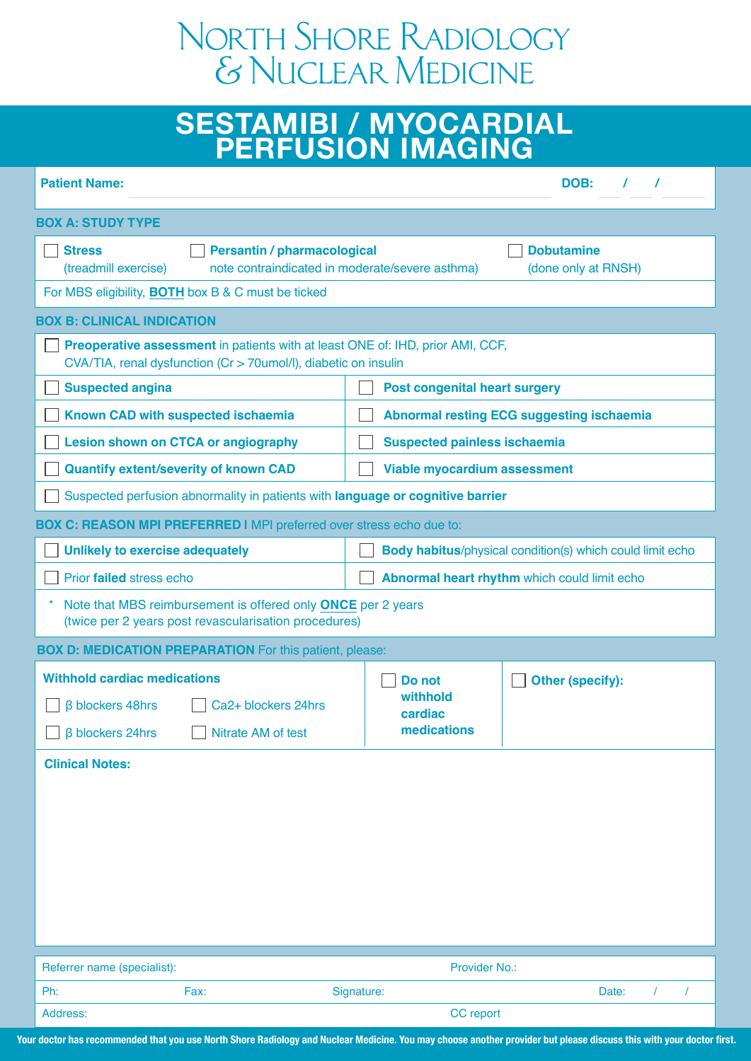# North Shore Radiology & Nuclear Medicine

## SESTAMIBI / MYOCARDIAL PERFUSION IMAGING

**Patient Name:** ______________________ **DOB:** / /

### BOX A: STUDY TYPE

| | | |
|---|---|---|
| ☐ **Stress** (treadmill exercise) | ☐ **Persantin / pharmacological** note contraindicated in moderate/severe asthma) | ☐ **Dobutamine** (done only at RNSH) |

For MBS eligibility, **BOTH** box B & C must be ticked

### BOX B: CLINICAL INDICATION

☐ **Preoperative assessment** in patients with at least ONE of: IHD, prior AMI, CCF, CVA/TIA, renal dysfunction (Cr > 70umol/l), diabetic on insulin

| | |
|---|---|
| ☐ **Suspected angina** | ☐ **Post congenital heart surgery** |
| ☐ **Known CAD with suspected ischaemia** | ☐ **Abnormal resting ECG suggesting ischaemia** |
| ☐ **Lesion shown on CTCA or angiography** | ☐ **Suspected painless ischaemia** |
| ☐ **Quantify extent/severity of known CAD** | ☐ **Viable myocardium assessment** |

☐ Suspected perfusion abnormality in patients with **language or cognitive barrier**

### BOX C: REASON MPI PREFERRED | MPI preferred over stress echo due to:

| | |
|---|---|
| ☐ **Unlikely to exercise adequately** | ☐ **Body habitus**/physical condition(s) which could limit echo |
| ☐ Prior **failed** stress echo | ☐ **Abnormal heart rhythm** which could limit echo |

\* Note that MBS reimbursement is offered only **ONCE** per 2 years (twice per 2 years post revascularisation procedures)

### BOX D: MEDICATION PREPARATION For this patient, please:

| Withhold cardiac medications | | | |
|---|---|---|---|
| ☐ β blockers 48hrs | ☐ Ca2+ blockers 24hrs | ☐ **Do not withhold cardiac medications** | ☐ **Other (specify):** |
| ☐ β blockers 24hrs | ☐ Nitrate AM of test | | |

**Clinical Notes:**

Referrer name (specialist): Provider No.:

Ph: Fax: Signature: Date: / /

Address: CC report

**Your doctor has recommended that you use North Shore Radiology and Nuclear Medicine. You may choose another provider but please discuss this with your doctor first.**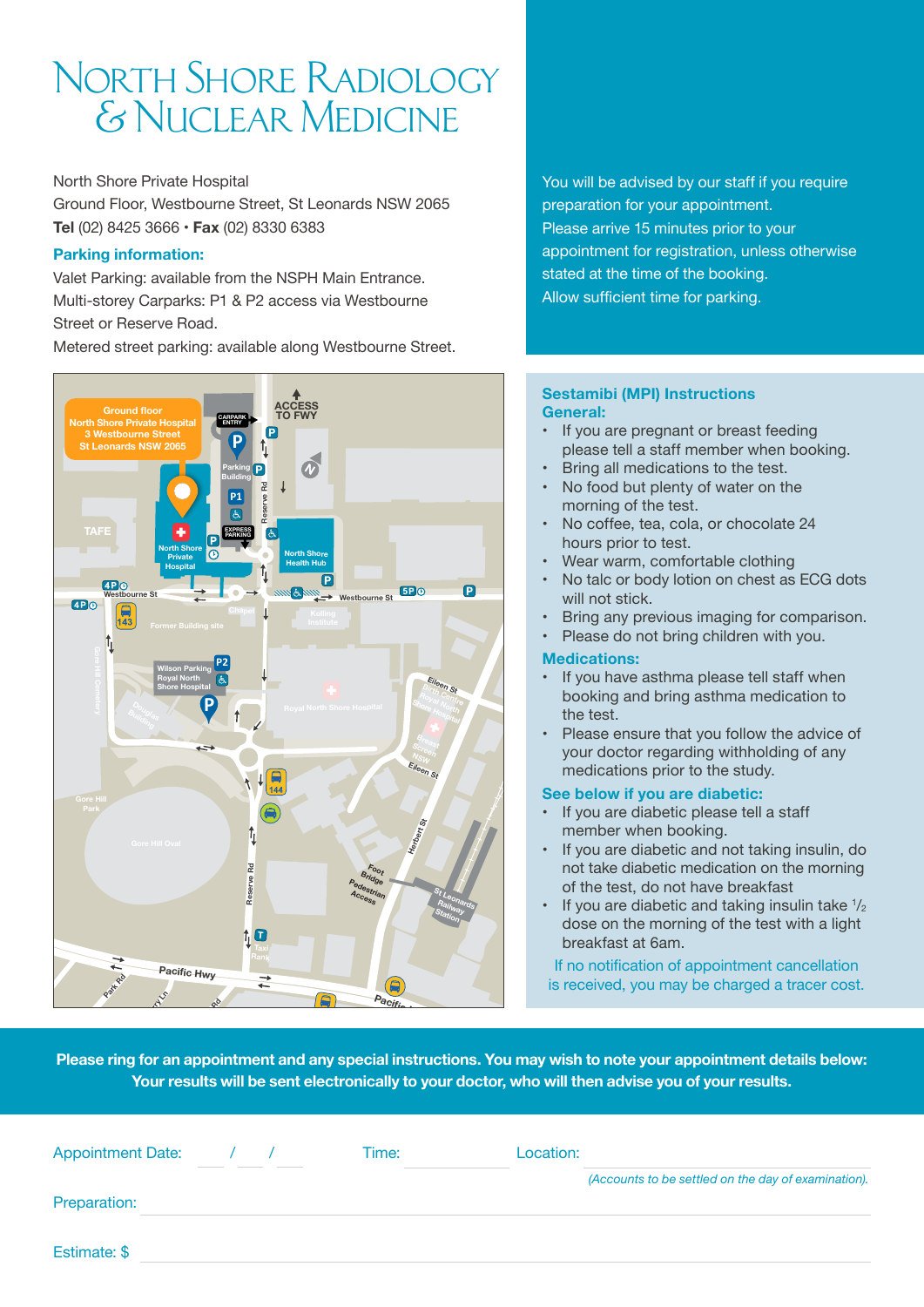# North Shore Radiology & Nuclear Medicine

North Shore Private Hospital
Ground Floor, Westbourne Street, St Leonards NSW 2065
**Tel** (02) 8425 3666 • **Fax** (02) 8330 6383

**Parking information:**

Valet Parking: available from the NSPH Main Entrance.
Multi-storey Carparks: P1 & P2 access via Westbourne Street or Reserve Road.
Metered street parking: available along Westbourne Street.

Ground floor
North Shore Private Hospital
3 Westbourne Street
St Leonards NSW 2065

You will be advised by our staff if you require preparation for your appointment.
Please arrive 15 minutes prior to your appointment for registration, unless otherwise stated at the time of the booking.
Allow sufficient time for parking.

## Sestamibi (MPI) Instructions

### General:

- If you are pregnant or breast feeding please tell a staff member when booking.
- Bring all medications to the test.
- No food but plenty of water on the morning of the test.
- No coffee, tea, cola, or chocolate 24 hours prior to test.
- Wear warm, comfortable clothing
- No talc or body lotion on chest as ECG dots will not stick.
- Bring any previous imaging for comparison.
- Please do not bring children with you.

### Medications:

- If you have asthma please tell staff when booking and bring asthma medication to the test.
- Please ensure that you follow the advice of your doctor regarding withholding of any medications prior to the study.

### See below if you are diabetic:

- If you are diabetic please tell a staff member when booking.
- If you are diabetic and not taking insulin, do not take diabetic medication on the morning of the test, do not have breakfast
- If you are diabetic and taking insulin take $1/2$ dose on the morning of the test with a light breakfast at 6am.

If no notification of appointment cancellation is received, you may be charged a tracer cost.

**Please ring for an appointment and any special instructions. You may wish to note your appointment details below:**
**Your results will be sent electronically to your doctor, who will then advise you of your results.**

Appointment Date: ___ / ___ / ___ Time: ________ Location: ________

*(Accounts to be settled on the day of examination).*

Preparation: ________

Estimate: $ ________